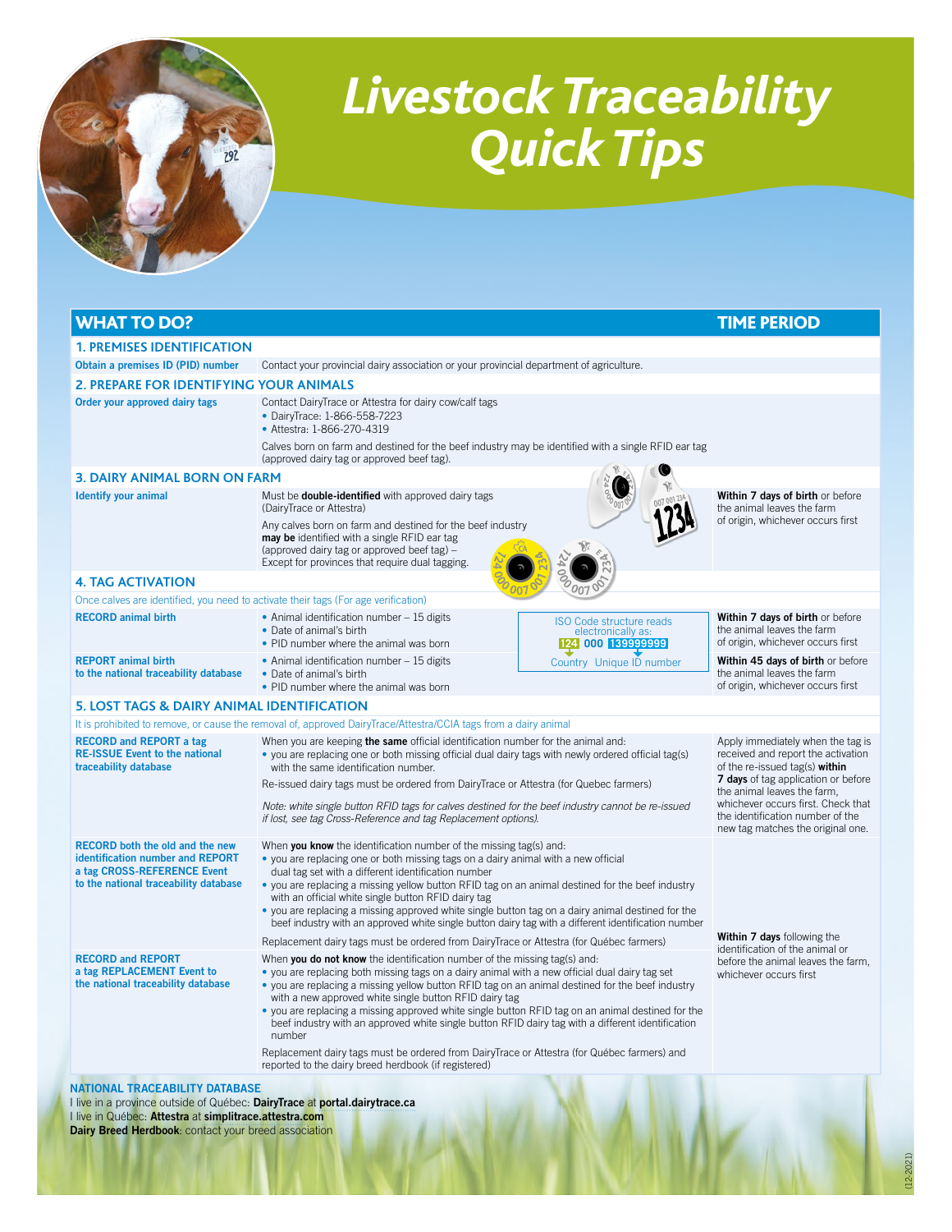# Livestock Traceability Quick Tips

| WHAT TO DO? | | TIME PERIOD |
|---|---|---|
| **1. PREMISES IDENTIFICATION** | | |
| **Obtain a premises ID (PID) number** | Contact your provincial dairy association or your provincial department of agriculture. | |
| **2. PREPARE FOR IDENTIFYING YOUR ANIMALS** | | |
| **Order your approved dairy tags** | Contact DairyTrace or Attestra for dairy cow/calf tags<br>• DairyTrace: 1-866-558-7223<br>• Attestra: 1-866-270-4319<br><br>Calves born on farm and destined for the beef industry may be identified with a single RFID ear tag (approved dairy tag or approved beef tag). | |
| **3. DAIRY ANIMAL BORN ON FARM** | | |
| **Identify your animal** | Must be **double-identified** with approved dairy tags (DairyTrace or Attestra)<br><br>Any calves born on farm and destined for the beef industry **may be** identified with a single RFID ear tag (approved dairy tag or approved beef tag) – Except for provinces that require dual tagging. | **Within 7 days of birth** or before the animal leaves the farm of origin, whichever occurs first |
| **4. TAG ACTIVATION** | | |
| Once calves are identified, you need to activate their tags (For age verification) | | |
| **RECORD animal birth** | • Animal identification number – 15 digits<br>• Date of animal's birth<br>• PID number where the animal was born | **Within 7 days of birth** or before the animal leaves the farm of origin, whichever occurs first |
| **REPORT animal birth to the national traceability database** | • Animal identification number – 15 digits<br>• Date of animal's birth<br>• PID number where the animal was born | **Within 45 days of birth** or before the animal leaves the farm of origin, whichever occurs first |
| **5. LOST TAGS & DAIRY ANIMAL IDENTIFICATION** | | |
| It is prohibited to remove, or cause the removal of, approved DairyTrace/Attestra/CCIA tags from a dairy animal | | |
| **RECORD and REPORT a tag RE-ISSUE Event to the national traceability database** | When you are keeping **the same** official identification number for the animal and:<br>• you are replacing one or both missing official dual dairy tags with newly ordered official tag(s) with the same identification number.<br><br>Re-issued dairy tags must be ordered from DairyTrace or Attestra (for Quebec farmers)<br><br>*Note: white single button RFID tags for calves destined for the beef industry cannot be re-issued if lost, see tag Cross-Reference and tag Replacement options).* | Apply immediately when the tag is received and report the activation of the re-issued tag(s) **within 7 days** of tag application or before the animal leaves the farm, whichever occurs first. Check that the identification number of the new tag matches the original one. |
| **RECORD both the old and the new identification number and REPORT a tag CROSS-REFERENCE Event to the national traceability database** | When **you know** the identification number of the missing tag(s) and:<br>• you are replacing one or both missing tags on a dairy animal with a new official dual tag set with a different identification number<br>• you are replacing a missing yellow button RFID tag on an animal destined for the beef industry with an official white single button RFID dairy tag<br>• you are replacing a missing approved white single button tag on a dairy animal destined for the beef industry with an approved white single button tag with a different identification number<br><br>Replacement dairy tags must be ordered from DairyTrace or Attestra (for Québec farmers) | **Within 7 days** following the identification of the animal or before the animal leaves the farm, whichever occurs first |
| **RECORD and REPORT a tag REPLACEMENT Event to the national traceability database** | When **you do not know** the identification number of the missing tag(s) and:<br>• you are replacing both missing tags on a dairy animal with a new official dual dairy tag set<br>• you are replacing a missing yellow button RFID tag on an animal destined for the beef industry with a new approved white single button RFID dairy tag<br>• you are replacing a missing approved white single button RFID tag on an animal destined for the beef industry with an approved white single button RFID dairy tag with a different identification number<br><br>Replacement dairy tags must be ordered from DairyTrace or Attestra (for Québec farmers) and reported to the dairy breed herdbook (if registered) | |

ISO Code structure reads electronically as: **124** **000** **139999999** — Country, Unique ID number

**NATIONAL TRACEABILITY DATABASE**
I live in a province outside of Québec: **DairyTrace** at **portal.dairytrace.ca**
I live in Québec: **Attestra** at **simplitrace.attestra.com**
**Dairy Breed Herdbook**: contact your breed association

(12-2021)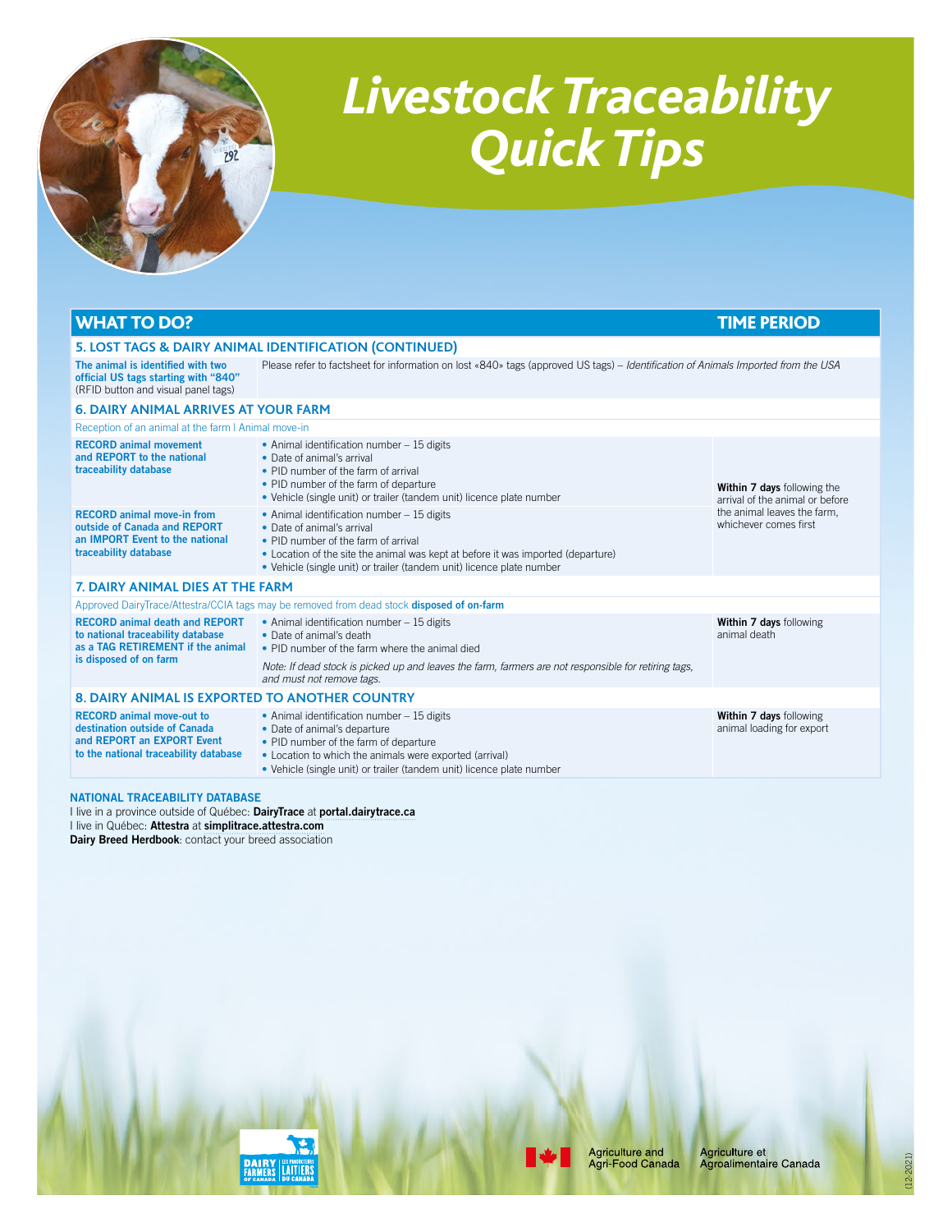# Livestock Traceability Quick Tips

| WHAT TO DO? | | TIME PERIOD |
|---|---|---|
| **5. LOST TAGS & DAIRY ANIMAL IDENTIFICATION (CONTINUED)** | | |
| **The animal is identified with two official US tags starting with "840"** (RFID button and visual panel tags) | Please refer to factsheet for information on lost «840» tags (approved US tags) – *Identification of Animals Imported from the USA* | |
| **6. DAIRY ANIMAL ARRIVES AT YOUR FARM** | | |
| Reception of an animal at the farm I Animal move-in | | |
| **RECORD animal movement and REPORT to the national traceability database** | • Animal identification number – 15 digits<br>• Date of animal's arrival<br>• PID number of the farm of arrival<br>• PID number of the farm of departure<br>• Vehicle (single unit) or trailer (tandem unit) licence plate number | **Within 7 days** following the arrival of the animal or before the animal leaves the farm, whichever comes first |
| **RECORD animal move-in from outside of Canada and REPORT an IMPORT Event to the national traceability database** | • Animal identification number – 15 digits<br>• Date of animal's arrival<br>• PID number of the farm of arrival<br>• Location of the site the animal was kept at before it was imported (departure)<br>• Vehicle (single unit) or trailer (tandem unit) licence plate number | |
| **7. DAIRY ANIMAL DIES AT THE FARM** | | |
| Approved DairyTrace/Attestra/CCIA tags may be removed from dead stock **disposed of on-farm** | | |
| **RECORD animal death and REPORT to national traceability database as a TAG RETIREMENT if the animal is disposed of on farm** | • Animal identification number – 15 digits<br>• Date of animal's death<br>• PID number of the farm where the animal died<br><br>*Note: If dead stock is picked up and leaves the farm, farmers are not responsible for retiring tags, and must not remove tags.* | **Within 7 days** following animal death |
| **8. DAIRY ANIMAL IS EXPORTED TO ANOTHER COUNTRY** | | |
| **RECORD animal move-out to destination outside of Canada and REPORT an EXPORT Event to the national traceability database** | • Animal identification number – 15 digits<br>• Date of animal's departure<br>• PID number of the farm of departure<br>• Location to which the animals were exported (arrival)<br>• Vehicle (single unit) or trailer (tandem unit) licence plate number | **Within 7 days** following animal loading for export |

**NATIONAL TRACEABILITY DATABASE**

I live in a province outside of Québec: **DairyTrace** at **portal.dairytrace.ca**

I live in Québec: **Attestra** at **simplitrace.attestra.com**

**Dairy Breed Herdbook**: contact your breed association

Agriculture and Agri-Food Canada / Agriculture et Agroalimentaire Canada

(12-2021)